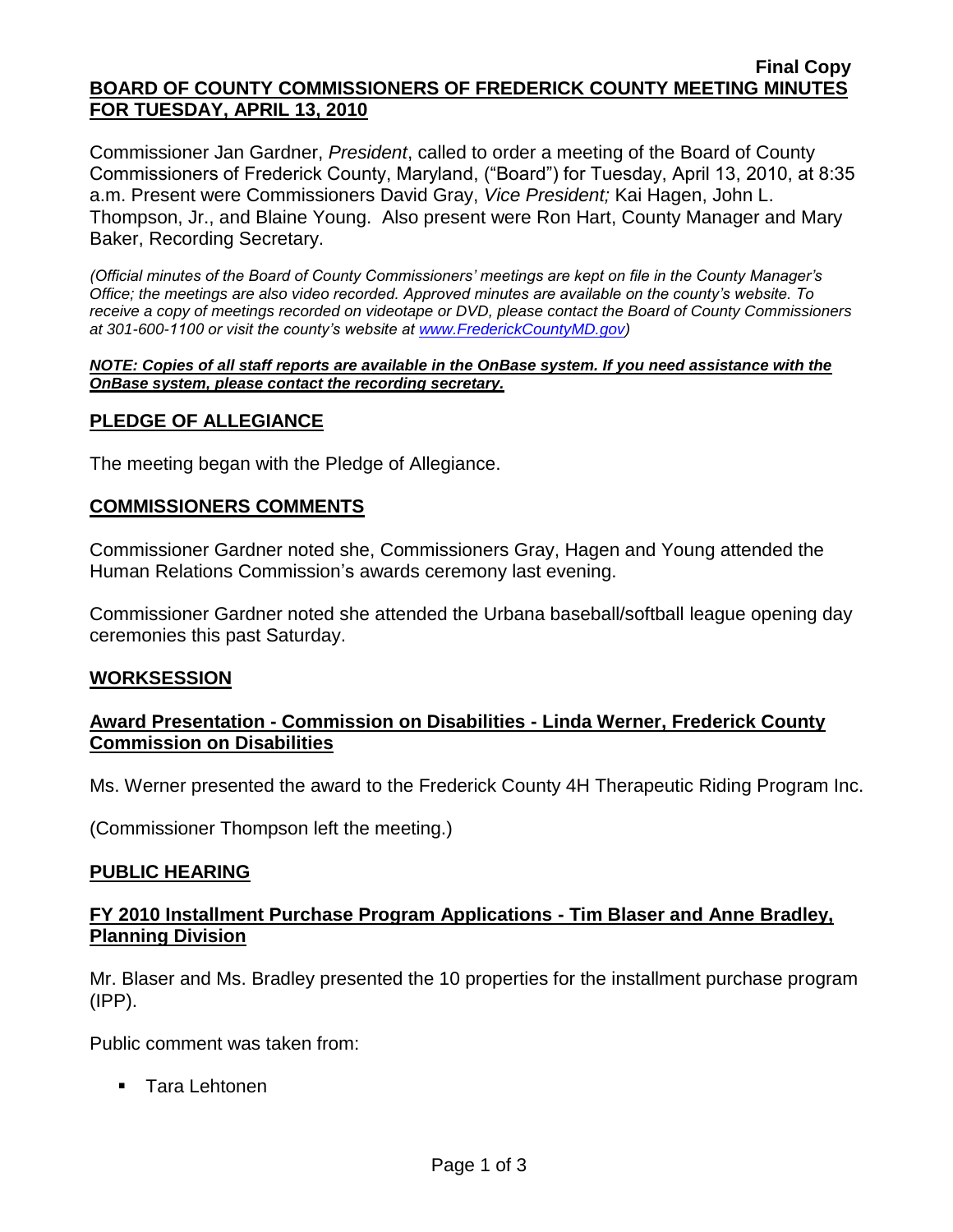**Final Copy**

**BOARD OF COUNTY COMMISSIONERS OF FREDERICK COUNTY MEETING MINUTES FOR TUESDAY, APRIL 13, 2010**

Commissioner Jan Gardner, *President*, called to order a meeting of the Board of County Commissioners of Frederick County, Maryland, ("Board") for Tuesday, April 13, 2010, at 8:35 a.m. Present were Commissioners David Gray, *Vice President;* Kai Hagen, John L. Thompson, Jr., and Blaine Young. Also present were Ron Hart, County Manager and Mary Baker, Recording Secretary.

*(Official minutes of the Board of County Commissioners' meetings are kept on file in the County Manager's Office; the meetings are also video recorded. Approved minutes are available on the county's website. To receive a copy of meetings recorded on videotape or DVD, please contact the Board of County Commissioners at 301-600-1100 or visit the county's website at [www.FrederickCountyMD.gov](http://www.FrederickCountyMD.gov))*

***NOTE: Copies of all staff reports are available in the OnBase system. If you need assistance with the OnBase system, please contact the recording secretary.***

## PLEDGE OF ALLEGIANCE

The meeting began with the Pledge of Allegiance.

## COMMISSIONERS COMMENTS

Commissioner Gardner noted she, Commissioners Gray, Hagen and Young attended the Human Relations Commission's awards ceremony last evening.

Commissioner Gardner noted she attended the Urbana baseball/softball league opening day ceremonies this past Saturday.

## WORKSESSION

### Award Presentation - Commission on Disabilities - Linda Werner, Frederick County Commission on Disabilities

Ms. Werner presented the award to the Frederick County 4H Therapeutic Riding Program Inc.

(Commissioner Thompson left the meeting.)

## PUBLIC HEARING

### FY 2010 Installment Purchase Program Applications - Tim Blaser and Anne Bradley, Planning Division

Mr. Blaser and Ms. Bradley presented the 10 properties for the installment purchase program (IPP).

Public comment was taken from:

- Tara Lehtonen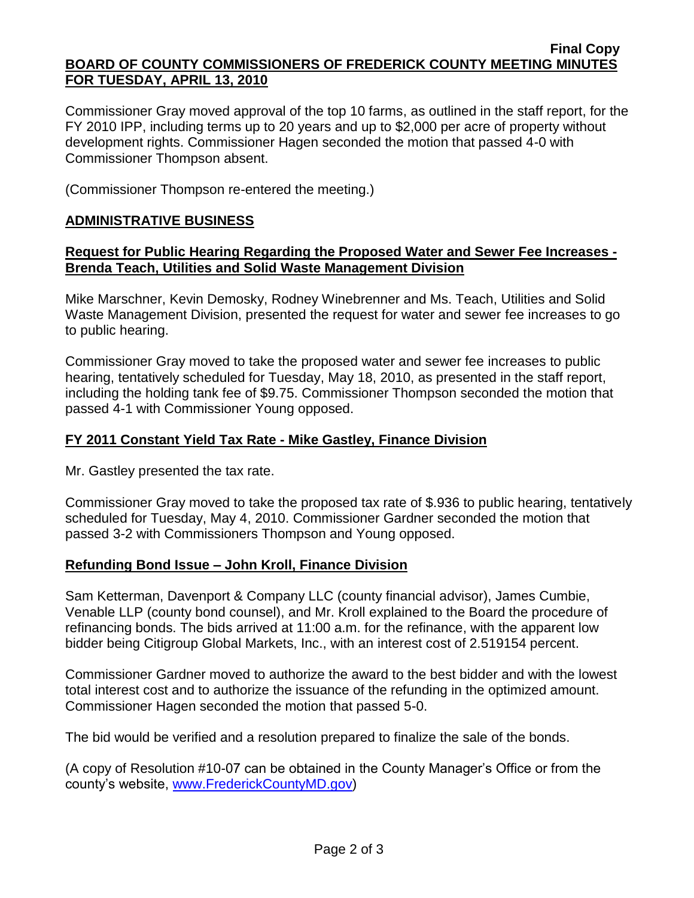Commissioner Gray moved approval of the top 10 farms, as outlined in the staff report, for the FY 2010 IPP, including terms up to 20 years and up to $2,000 per acre of property without development rights. Commissioner Hagen seconded the motion that passed 4-0 with Commissioner Thompson absent.

(Commissioner Thompson re-entered the meeting.)

## ADMINISTRATIVE BUSINESS

### Request for Public Hearing Regarding the Proposed Water and Sewer Fee Increases - Brenda Teach, Utilities and Solid Waste Management Division

Mike Marschner, Kevin Demosky, Rodney Winebrenner and Ms. Teach, Utilities and Solid Waste Management Division, presented the request for water and sewer fee increases to go to public hearing.

Commissioner Gray moved to take the proposed water and sewer fee increases to public hearing, tentatively scheduled for Tuesday, May 18, 2010, as presented in the staff report, including the holding tank fee of $9.75. Commissioner Thompson seconded the motion that passed 4-1 with Commissioner Young opposed.

### FY 2011 Constant Yield Tax Rate - Mike Gastley, Finance Division

Mr. Gastley presented the tax rate.

Commissioner Gray moved to take the proposed tax rate of $.936 to public hearing, tentatively scheduled for Tuesday, May 4, 2010. Commissioner Gardner seconded the motion that passed 3-2 with Commissioners Thompson and Young opposed.

### Refunding Bond Issue – John Kroll, Finance Division

Sam Ketterman, Davenport & Company LLC (county financial advisor), James Cumbie, Venable LLP (county bond counsel), and Mr. Kroll explained to the Board the procedure of refinancing bonds. The bids arrived at 11:00 a.m. for the refinance, with the apparent low bidder being Citigroup Global Markets, Inc., with an interest cost of 2.519154 percent.

Commissioner Gardner moved to authorize the award to the best bidder and with the lowest total interest cost and to authorize the issuance of the refunding in the optimized amount. Commissioner Hagen seconded the motion that passed 5-0.

The bid would be verified and a resolution prepared to finalize the sale of the bonds.

(A copy of Resolution #10-07 can be obtained in the County Manager's Office or from the county's website, www.FrederickCountyMD.gov)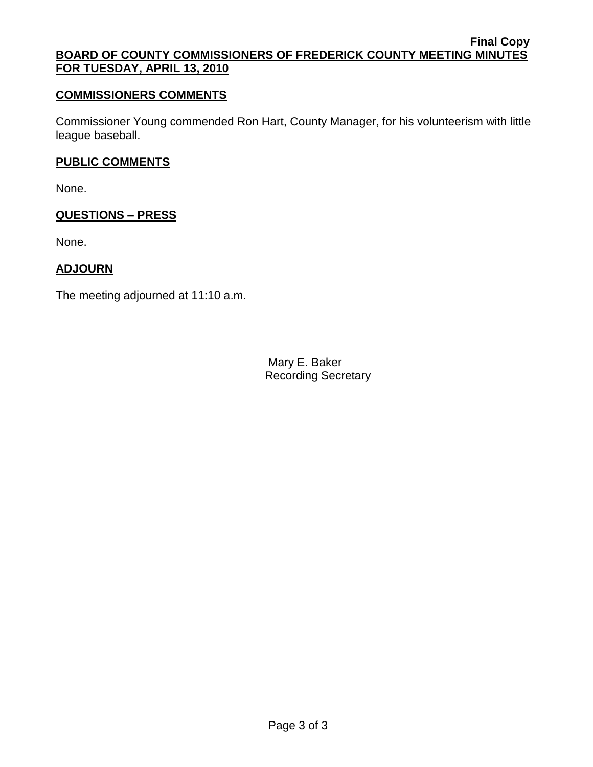## COMMISSIONERS COMMENTS

Commissioner Young commended Ron Hart, County Manager, for his volunteerism with little league baseball.

## PUBLIC COMMENTS

None.

## QUESTIONS – PRESS

None.

## ADJOURN

The meeting adjourned at 11:10 a.m.

Mary E. Baker
Recording Secretary